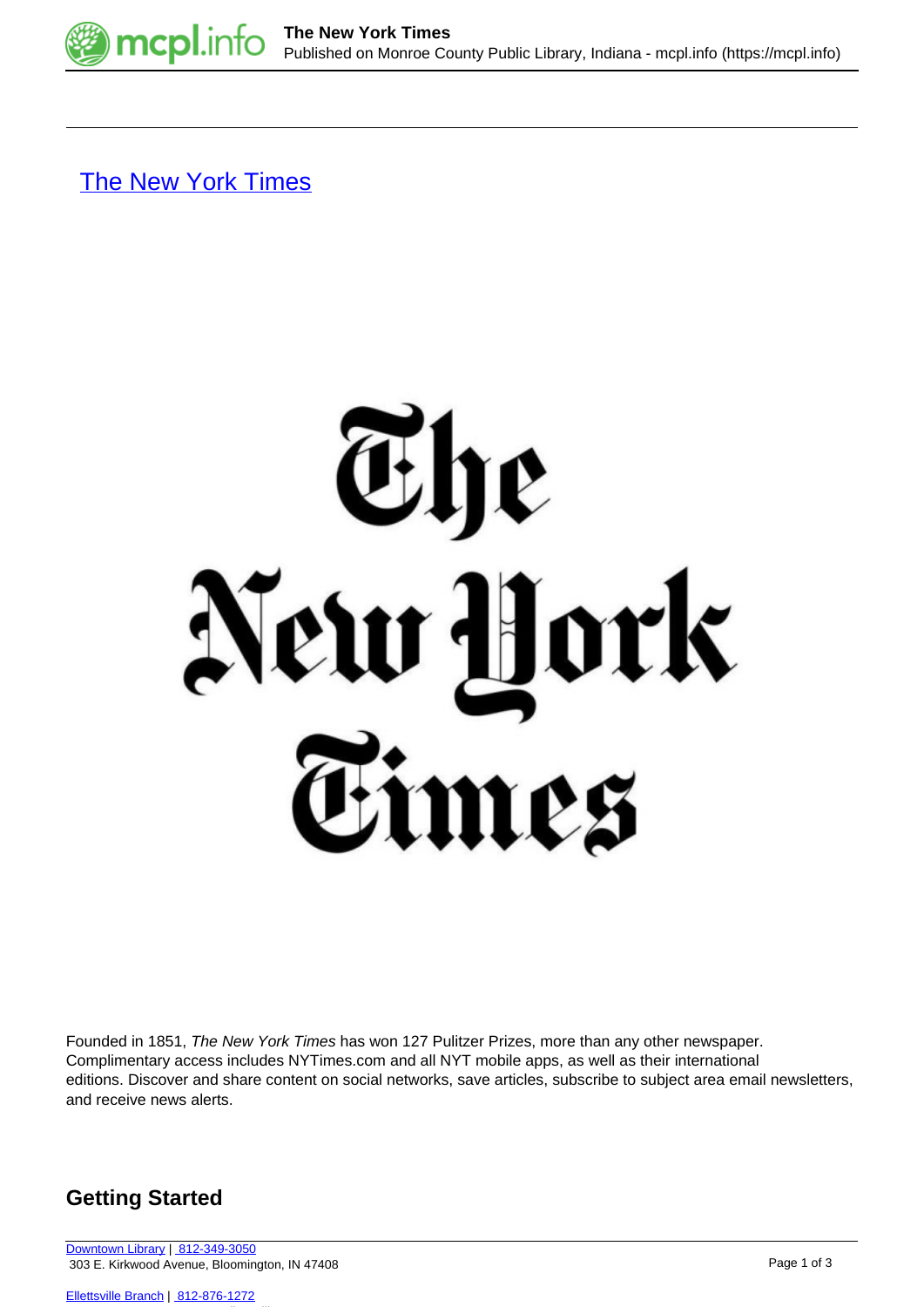[The New York Times](#)

Founded in 1851, *The New York Times* has won 127 Pulitzer Prizes, more than any other newspaper. Complimentary access includes NYTimes.com and all NYT mobile apps, as well as their international editions. Discover and share content on social networks, save articles, subscribe to subject area email newsletters, and receive news alerts.

## Getting Started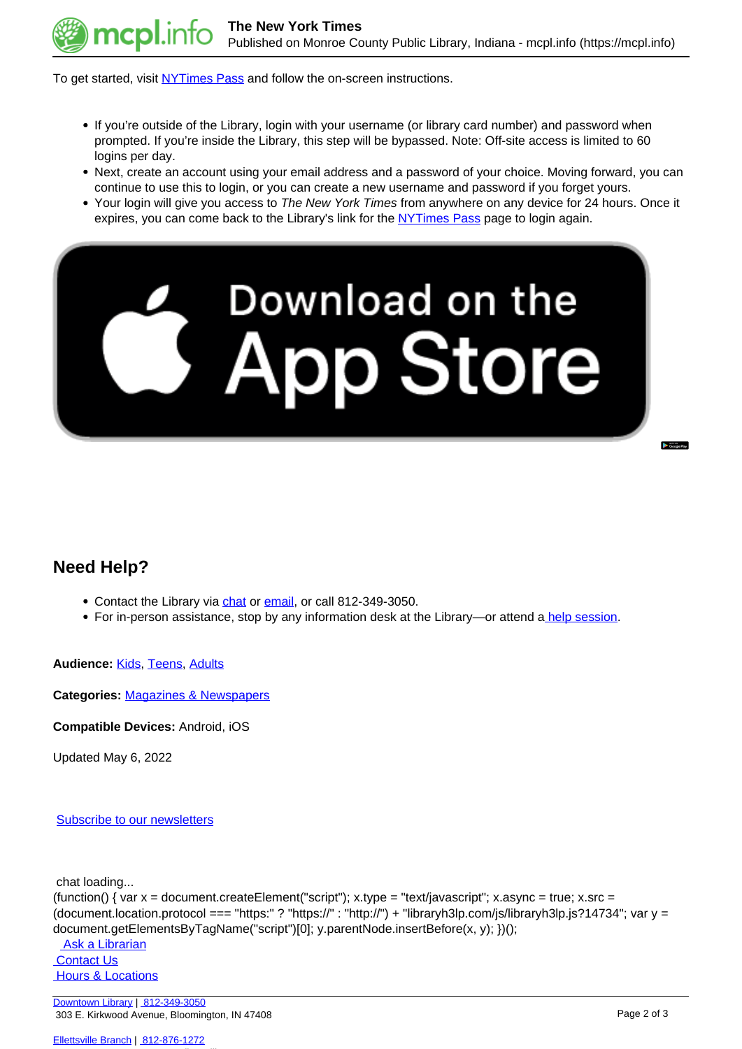To get started, visit NYTimes Pass and follow the on-screen instructions.

- If you're outside of the Library, login with your username (or library card number) and password when prompted. If you're inside the Library, this step will be bypassed. Note: Off-site access is limited to 60 logins per day.
- Next, create an account using your email address and a password of your choice. Moving forward, you can continue to use this to login, or you can create a new username and password if you forget yours.
- Your login will give you access to *The New York Times* from anywhere on any device for 24 hours. Once it expires, you can come back to the Library's link for the NYTimes Pass page to login again.

## Need Help?

- Contact the Library via chat or email, or call 812-349-3050.
- For in-person assistance, stop by any information desk at the Library—or attend a help session.

**Audience:** Kids, Teens, Adults

**Categories:** Magazines & Newspapers

**Compatible Devices:** Android, iOS

Updated May 6, 2022

Subscribe to our newsletters

chat loading...

```
(function() { var x = document.createElement("script"); x.type = "text/javascript"; x.async = true; x.src = (document.location.protocol === "https:" ? "https://" : "http://") + "libraryh3lp.com/js/libraryh3lp.js?14734"; var y = document.getElementsByTagName("script")[0]; y.parentNode.insertBefore(x, y); })();
```

Ask a Librarian
Contact Us
Hours & Locations

Downtown Library | 812-349-3050
303 E. Kirkwood Avenue, Bloomington, IN 47408

Ellettsville Branch | 812-876-1272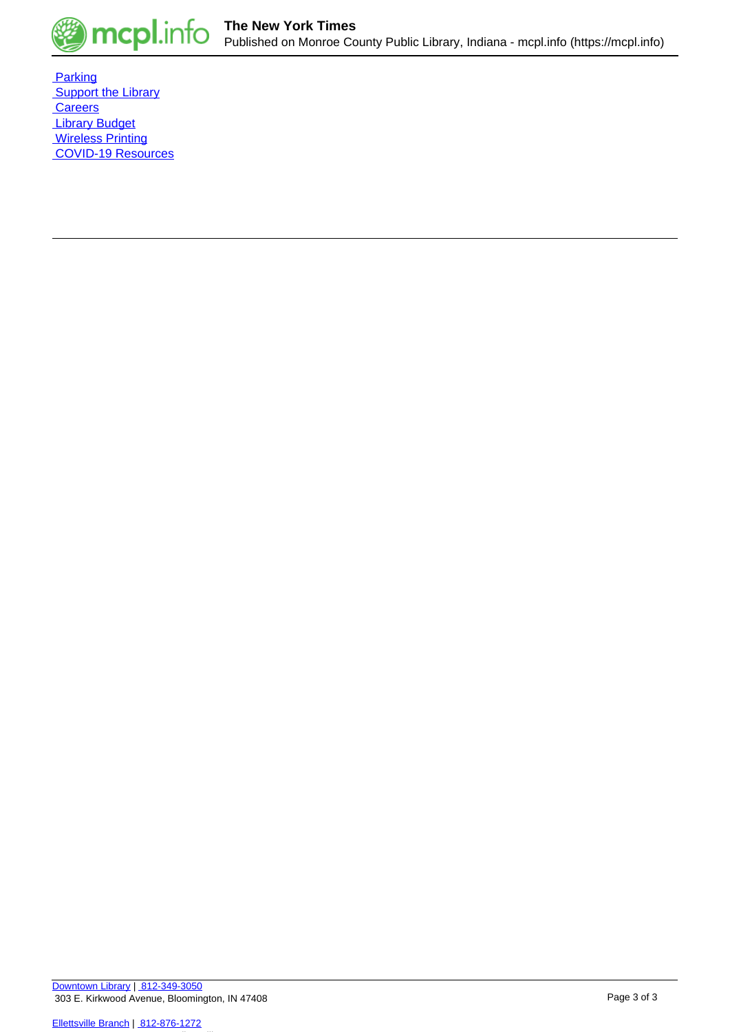Parking
Support the Library
Careers
Library Budget
Wireless Printing
COVID-19 Resources

Downtown Library | 812-349-3050
303 E. Kirkwood Avenue, Bloomington, IN 47408

Ellettsville Branch | 812-876-1272